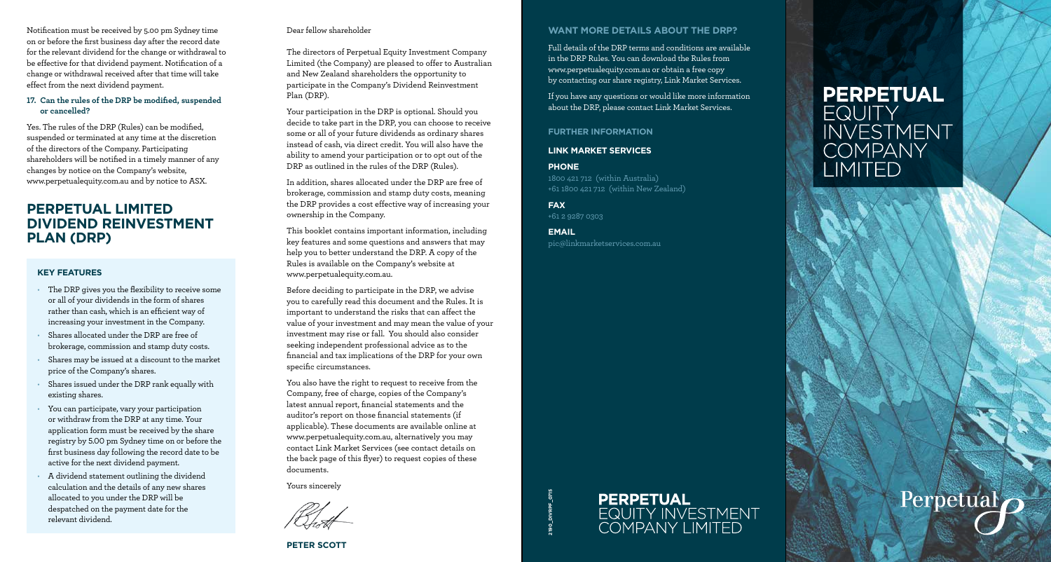Notification must be received by 5.00 pm Sydney time on or before the first business day after the record date for the relevant dividend for the change or withdrawal to be effective for that dividend payment. Notification of a change or withdrawal received after that time will take effect from the next dividend payment.

**17. Can the rules of the DRP be modified, suspended or cancelled?**

Yes. The rules of the DRP (Rules) can be modified, suspended or terminated at any time at the discretion of the directors of the Company. Participating shareholders will be notified in a timely manner of any changes by notice on the Company's website, www.perpetualequity.com.au and by notice to ASX.

# PERPETUAL LIMITED DIVIDEND REINVESTMENT PLAN (DRP)

### KEY FEATURES

- The DRP gives you the flexibility to receive some or all of your dividends in the form of shares rather than cash, which is an efficient way of increasing your investment in the Company.
- Shares allocated under the DRP are free of brokerage, commission and stamp duty costs.
- Shares may be issued at a discount to the market price of the Company's shares.
- Shares issued under the DRP rank equally with existing shares.
- You can participate, vary your participation or withdraw from the DRP at any time. Your application form must be received by the share registry by 5.00 pm Sydney time on or before the first business day following the record date to be active for the next dividend payment.
- A dividend statement outlining the dividend calculation and the details of any new shares allocated to you under the DRP will be despatched on the payment date for the relevant dividend.

Dear fellow shareholder

The directors of Perpetual Equity Investment Company Limited (the Company) are pleased to offer to Australian and New Zealand shareholders the opportunity to participate in the Company's Dividend Reinvestment Plan (DRP).

Your participation in the DRP is optional. Should you decide to take part in the DRP, you can choose to receive some or all of your future dividends as ordinary shares instead of cash, via direct credit. You will also have the ability to amend your participation or to opt out of the DRP as outlined in the rules of the DRP (Rules).

In addition, shares allocated under the DRP are free of brokerage, commission and stamp duty costs, meaning the DRP provides a cost effective way of increasing your ownership in the Company.

This booklet contains important information, including key features and some questions and answers that may help you to better understand the DRP. A copy of the Rules is available on the Company's website at www.perpetualequity.com.au.

Before deciding to participate in the DRP, we advise you to carefully read this document and the Rules. It is important to understand the risks that can affect the value of your investment and may mean the value of your investment may rise or fall. You should also consider seeking independent professional advice as to the financial and tax implications of the DRP for your own specific circumstances.

You also have the right to request to receive from the Company, free of charge, copies of the Company's latest annual report, financial statements and the auditor's report on those financial statements (if applicable). These documents are available online at www.perpetualequity.com.au, alternatively you may contact Link Market Services (see contact details on the back page of this flyer) to request copies of these documents.

Yours sincerely

**PETER SCOTT**

### WANT MORE DETAILS ABOUT THE DRP?

Full details of the DRP terms and conditions are available in the DRP Rules. You can download the Rules from www.perpetualequity.com.au or obtain a free copy by contacting our share registry, Link Market Services.

If you have any questions or would like more information about the DRP, please contact Link Market Services.

### FURTHER INFORMATION

**LINK MARKET SERVICES**

**PHONE**
1800 421 712 (within Australia)
+61 1800 421 712 (within New Zealand)

**FAX**
+61 2 9287 0303

**EMAIL**
pic@linkmarketservices.com.au

**PERPETUAL** EQUITY INVESTMENT COMPANY LIMITED

2180_DIVRPF_0715

# PERPETUAL EQUITY INVESTMENT COMPANY LIMITED

Perpetual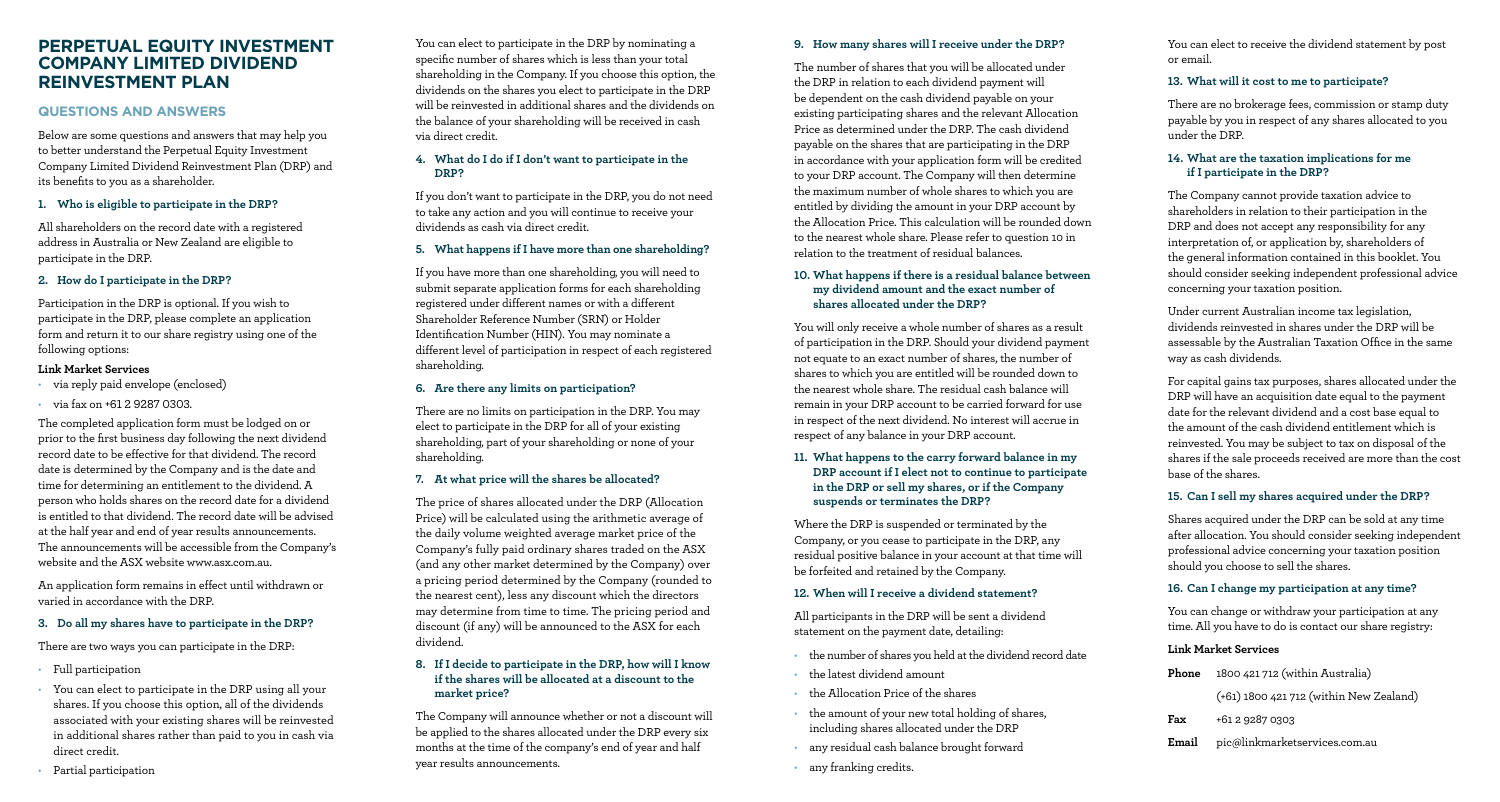# PERPETUAL EQUITY INVESTMENT COMPANY LIMITED DIVIDEND REINVESTMENT PLAN

## QUESTIONS AND ANSWERS

Below are some questions and answers that may help you to better understand the Perpetual Equity Investment Company Limited Dividend Reinvestment Plan (DRP) and its benefits to you as a shareholder.

### 1. Who is eligible to participate in the DRP?

All shareholders on the record date with a registered address in Australia or New Zealand are eligible to participate in the DRP.

### 2. How do I participate in the DRP?

Participation in the DRP is optional. If you wish to participate in the DRP, please complete an application form and return it to our share registry using one of the following options:

**Link Market Services**

- via reply paid envelope (enclosed)
- via fax on +61 2 9287 0303.

The completed application form must be lodged on or prior to the first business day following the next dividend record date to be effective for that dividend. The record date is determined by the Company and is the date and time for determining an entitlement to the dividend. A person who holds shares on the record date for a dividend is entitled to that dividend. The record date will be advised at the half year and end of year results announcements. The announcements will be accessible from the Company's website and the ASX website www.asx.com.au.

An application form remains in effect until withdrawn or varied in accordance with the DRP.

### 3. Do all my shares have to participate in the DRP?

There are two ways you can participate in the DRP:

- Full participation
- You can elect to participate in the DRP using all your shares. If you choose this option, all of the dividends associated with your existing shares will be reinvested in additional shares rather than paid to you in cash via direct credit.
- Partial participation

You can elect to participate in the DRP by nominating a specific number of shares which is less than your total shareholding in the Company. If you choose this option, the dividends on the shares you elect to participate in the DRP will be reinvested in additional shares and the dividends on the balance of your shareholding will be received in cash via direct credit.

### 4. What do I do if I don't want to participate in the DRP?

If you don't want to participate in the DRP, you do not need to take any action and you will continue to receive your dividends as cash via direct credit.

### 5. What happens if I have more than one shareholding?

If you have more than one shareholding, you will need to submit separate application forms for each shareholding registered under different names or with a different Shareholder Reference Number (SRN) or Holder Identification Number (HIN). You may nominate a different level of participation in respect of each registered shareholding.

### 6. Are there any limits on participation?

There are no limits on participation in the DRP. You may elect to participate in the DRP for all of your existing shareholding, part of your shareholding or none of your shareholding.

### 7. At what price will the shares be allocated?

The price of shares allocated under the DRP (Allocation Price) will be calculated using the arithmetic average of the daily volume weighted average market price of the Company's fully paid ordinary shares traded on the ASX (and any other market determined by the Company) over a pricing period determined by the Company (rounded to the nearest cent), less any discount which the directors may determine from time to time. The pricing period and discount (if any) will be announced to the ASX for each dividend.

### 8. If I decide to participate in the DRP, how will I know if the shares will be allocated at a discount to the market price?

The Company will announce whether or not a discount will be applied to the shares allocated under the DRP every six months at the time of the company's end of year and half year results announcements.

### 9. How many shares will I receive under the DRP?

The number of shares that you will be allocated under the DRP in relation to each dividend payment will be dependent on the cash dividend payable on your existing participating shares and the relevant Allocation Price as determined under the DRP. The cash dividend payable on the shares that are participating in the DRP in accordance with your application form will be credited to your DRP account. The Company will then determine the maximum number of whole shares to which you are entitled by dividing the amount in your DRP account by the Allocation Price. This calculation will be rounded down to the nearest whole share. Please refer to question 10 in relation to the treatment of residual balances.

### 10. What happens if there is a residual balance between my dividend amount and the exact number of shares allocated under the DRP?

You will only receive a whole number of shares as a result of participation in the DRP. Should your dividend payment not equate to an exact number of shares, the number of shares to which you are entitled will be rounded down to the nearest whole share. The residual cash balance will remain in your DRP account to be carried forward for use in respect of the next dividend. No interest will accrue in respect of any balance in your DRP account.

### 11. What happens to the carry forward balance in my DRP account if I elect not to continue to participate in the DRP or sell my shares, or if the Company suspends or terminates the DRP?

Where the DRP is suspended or terminated by the Company, or you cease to participate in the DRP, any residual positive balance in your account at that time will be forfeited and retained by the Company.

### 12. When will I receive a dividend statement?

All participants in the DRP will be sent a dividend statement on the payment date, detailing:

- the number of shares you held at the dividend record date
- the latest dividend amount
- the Allocation Price of the shares
- the amount of your new total holding of shares, including shares allocated under the DRP
- any residual cash balance brought forward
- any franking credits.

You can elect to receive the dividend statement by post or email.

### 13. What will it cost to me to participate?

There are no brokerage fees, commission or stamp duty payable by you in respect of any shares allocated to you under the DRP.

### 14. What are the taxation implications for me if I participate in the DRP?

The Company cannot provide taxation advice to shareholders in relation to their participation in the DRP and does not accept any responsibility for any interpretation of, or application by, shareholders of the general information contained in this booklet. You should consider seeking independent professional advice concerning your taxation position.

Under current Australian income tax legislation, dividends reinvested in shares under the DRP will be assessable by the Australian Taxation Office in the same way as cash dividends.

For capital gains tax purposes, shares allocated under the DRP will have an acquisition date equal to the payment date for the relevant dividend and a cost base equal to the amount of the cash dividend entitlement which is reinvested. You may be subject to tax on disposal of the shares if the sale proceeds received are more than the cost base of the shares.

### 15. Can I sell my shares acquired under the DRP?

Shares acquired under the DRP can be sold at any time after allocation. You should consider seeking independent professional advice concerning your taxation position should you choose to sell the shares.

### 16. Can I change my participation at any time?

You can change or withdraw your participation at any time. All you have to do is contact our share registry:

**Link Market Services**

**Phone** 1800 421 712 (within Australia)

(+61) 1800 421 712 (within New Zealand)

**Fax** +61 2 9287 0303

**Email** pic@linkmarketservices.com.au